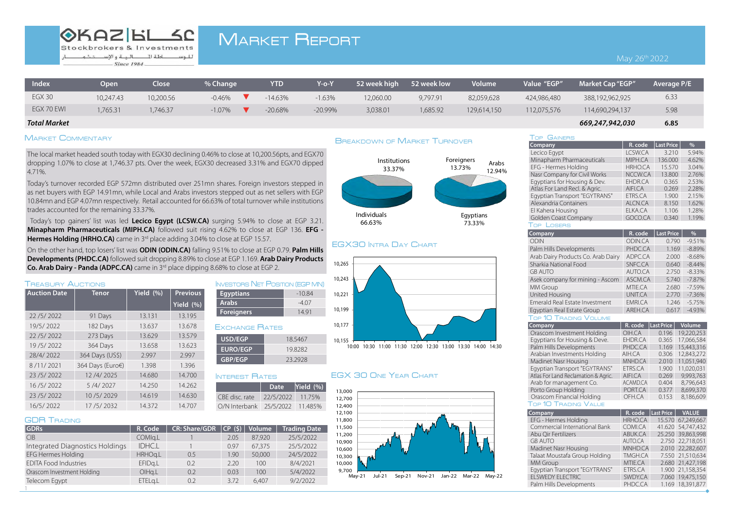# Market Report

OKAZ | Stockbrokers & Investments — للوساطة المالية والإستثمار — Since 1984

May 26th 2022

| Index | Open | Close | % Change | YTD | Y-o-Y | 52 week high | 52 week low | Volume | Value "EGP" | Market Cap "EGP" | Average P/E |
|---|---|---|---|---|---|---|---|---|---|---|---|
| EGX 30 | 10,247.43 | 10,200.56 | -0.46% ▼ | -14.63% | -1.63% | 12,060.00 | 9,797.91 | 82,059,628 | 424,986,480 | 388,192,962,925 | 6.33 |
| EGX 70 EWI | 1,765.31 | 1,746.37 | -1.07% ▼ | -20.68% | -20.99% | 3,038.01 | 1,685.92 | 129,614,150 | 112,075,576 | 114,690,294,137 | 5.98 |
| ***Total Market*** | | | | | | | | | | ***669,247,942,030*** | **6.85** |

## Market Commentary

The local market headed south today with EGX30 declining 0.46% to close at 10,200.56pts, and EGX70 dropping 1.07% to close at 1,746.37 pts. Over the week, EGX30 decreased 3.31% and EGX70 dipped 4.71%.

Today's turnover recorded EGP 572mn distributed over 251mn shares. Foreign investors stepped in as net buyers with EGP 14.91mn, while Local and Arabs investors stepped out as net sellers with EGP 10.84mn and EGP 4.07mn respectively. Retail accounted for 66.63% of total turnover while institutions trades accounted for the remaining 33.37%.

Today's top gainers' list was led **Lecico Egypt (LCSW.CA)** surging 5.94% to close at EGP 3.21. **Minapharm Pharmaceuticals (MIPH.CA)** followed suit rising 4.62% to close at EGP 136. **EFG - Hermes Holding (HRHO.CA)** came in 3rd place adding 3.04% to close at EGP 15.57.

On the other hand, top losers' list was **ODIN (ODIN.CA)** falling 9.51% to close at EGP 0.79. **Palm Hills Developments (PHDC.CA)** followed suit dropping 8.89% to close at EGP 1.169. **Arab Dairy Products Co. Arab Dairy - Panda (ADPC.CA)** came in 3rd place dipping 8.68% to close at EGP 2.

## Treasury Auctions

| Auction Date | Tenor | Yield (%) | Previous Yield (%) |
|---|---|---|---|
| 22 /5/ 2022 | 91 Days | 13.131 | 13.195 |
| 19/5/ 2022 | 182 Days | 13.637 | 13.678 |
| 22 /5/ 2022 | 273 Days | 13.629 | 13.579 |
| 19 /5/ 2022 | 364 Days | 13.658 | 13.623 |
| 28/4/ 2022 | 364 Days (US$) | 2.997 | 2.997 |
| 8 /11/ 2021 | 364 Days (Euro€) | 1.398 | 1.396 |
| 23 /5/ 2022 | 12 /4/ 2025 | 14.680 | 14.700 |
| 16 /5/ 2022 | 5 /4/ 2027 | 14.250 | 14.262 |
| 23 /5/ 2022 | 10 /5/ 2029 | 14.619 | 14.630 |
| 16/5/ 2022 | 17 /5/ 2032 | 14.372 | 14.707 |

## Investors Net Position (EGP Mn)

| | |
|---|---|
| Egyptians | -10.84 |
| Arabs | -4.07 |
| Foreigners | 14.91 |

## Exchange Rates

| | |
|---|---|
| USD/EGP | 18.5467 |
| EURO/EGP | 19.8282 |
| GBP/EGP | 23.2928 |

## Interest Rates

| | Date | Yield (%) |
|---|---|---|
| CBE disc. rate | 22/5/2022 | 11.75% |
| O/N Interbank | 25/5/2022 | 11.485% |

## GDR Trading

| GDRs | R. Code | CR: Share/GDR | CP ($) | Volume | Trading Date |
|---|---|---|---|---|---|
| CIB | COMIq.L | 1 | 2.05 | 87,920 | 25/5/2022 |
| Integrated Diagnostics Holdings | IDHC.L | 1 | 0.97 | 67,375 | 25/5/2022 |
| EFG Hermes Holding | HRHOq.L | 0.5 | 1.90 | 50,000 | 24/5/2022 |
| EDITA Food Industries | EFIDq.L | 0.2 | 2.20 | 100 | 8/4/2021 |
| Orascom Investment Holding | OIHq.L | 0.2 | 0.03 | 100 | 5/4/2022 |
| Telecom Egypt | ETELq.L | 0.2 | 3.72 | 6,407 | 9/2/2022 |

## Breakdown of Market Turnover

Institutions 33.37% — Individuals 66.63%

Foreigners 13.73% — Arabs 12.94% — Egyptians 73.33%

## EGX30 Intra Day Chart

## EGX 30 One Year Chart

## Top Gainers

| Company | R. code | Last Price | % |
|---|---|---|---|
| Lecico Egypt | LCSW.CA | 3.210 | 5.94% |
| Minapharm Pharmaceuticals | MIPH.CA | 136.000 | 4.62% |
| EFG - Hermes Holding | HRHO.CA | 15.570 | 3.04% |
| Nasr Company for Civil Works | NCCW.CA | 13.800 | 2.76% |
| Egyptians for Housing & Dev. | EHDR.CA | 0.365 | 2.53% |
| Atlas For Land Recl. & Agric. | AIFI.CA | 0.269 | 2.28% |
| Egyptian Transport "EGYTRANS" | ETRS.CA | 1.900 | 2.15% |
| Alexandria Containers | ALCN.CA | 8.150 | 1.62% |
| El Kahera Housing | ELKA.CA | 1.106 | 1.28% |
| Golden Coast Company | GOCO.CA | 0.340 | 1.19% |

## Top Losers

| Company | R. code | Last Price | % |
|---|---|---|---|
| ODIN | ODIN.CA | 0.790 | -9.51% |
| Palm Hills Developments | PHDC.CA | 1.169 | -8.89% |
| Arab Dairy Products Co. Arab Dairy | ADPC.CA | 2.000 | -8.68% |
| Sharkia National Food | SNFC.CA | 0.640 | -8.44% |
| GB AUTO | AUTO.CA | 2.750 | -8.33% |
| Asek company for mining - Ascom | ASCM.CA | 5.740 | -7.87% |
| MM Group | MTIE.CA | 2.680 | -7.59% |
| United Housing | UNIT.CA | 2.770 | -7.36% |
| Emerald Real Estate Investment | EMRI.CA | 1.246 | -5.75% |
| Egyptian Real Estate Group | AREH.CA | 0.617 | -4.93% |

## Top 10 Trading Volume

| Company | R. code | Last Price | Volume |
|---|---|---|---|
| Orascom Investment Holding | OIH.CA | 0.196 | 19,220,253 |
| Egyptians for Housing & Deve. | EHDR.CA | 0.365 | 17,066,584 |
| Palm Hills Developments | PHDC.CA | 1.169 | 15,443,316 |
| Arabian Investments Holding | AIH.CA | 0.306 | 12,843,272 |
| Madinet Nasr Housing | MNHD.CA | 2.010 | 11,051,940 |
| Egyptian Transport "EGYTRANS" | ETRS.CA | 1.900 | 11,020,031 |
| Atlas For Land Reclamation & Agric. | AIFI.CA | 0.269 | 9,993,763 |
| Arab for management Co. | ACAMD.CA | 0.404 | 8,796,643 |
| Porto Group Holding | PORT.CA | 0.377 | 8,699,370 |
| Orascom Financial Holding | OFH.CA | 0.153 | 8,186,609 |

## Top 10 Trading Value

| Company | R. code | Last Price | VALUE |
|---|---|---|---|
| EFG - Hermes Holding | HRHO.CA | 15.570 | 67,249,667 |
| Commercial International Bank | COMI.CA | 41.620 | 54,747,432 |
| Abu Qir Fertilizers | ABUK.CA | 25.250 | 39,863,998 |
| GB AUTO | AUTO.CA | 2.750 | 22,718,051 |
| Madinet Nasr Housing | MNHD.CA | 2.010 | 22,282,607 |
| Talaat Moustafa Group Holding | TMGH.CA | 7.550 | 21,510,634 |
| MM Group | MTIE.CA | 2.680 | 21,427,198 |
| Egyptian Transport "EGYTRANS" | ETRS.CA | 1.900 | 21,158,354 |
| ELSWEDY ELECTRIC | SWDY.CA | 7.060 | 19,475,150 |
| Palm Hills Developments | PHDC.CA | 1.169 | 18,391,877 |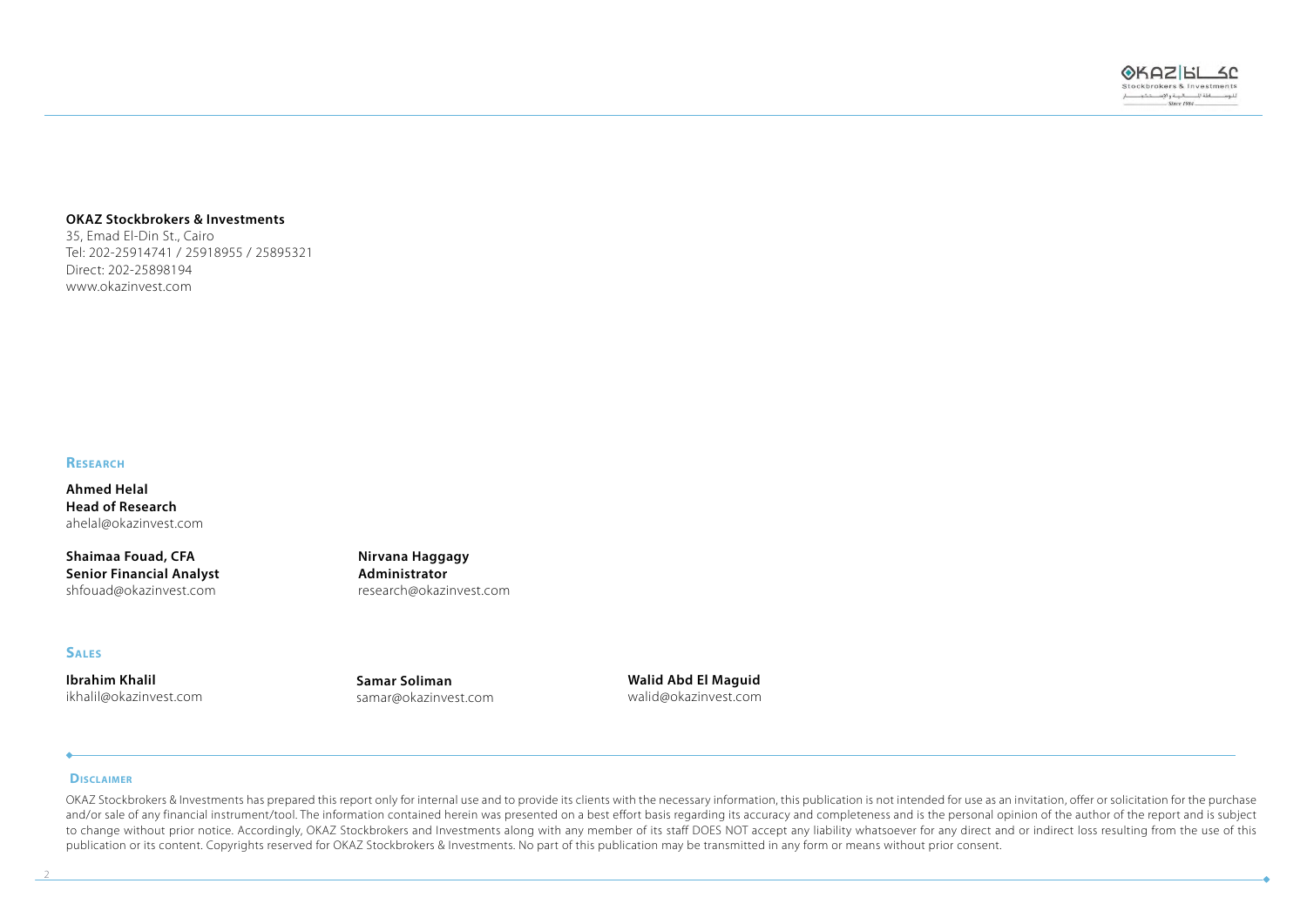**OKAZ Stockbrokers & Investments**
35, Emad El-Din St., Cairo
Tel: 202-25914741 / 25918955 / 25895321
Direct: 202-25898194
www.okazinvest.com

## Research

**Ahmed Helal**
**Head of Research**
ahelal@okazinvest.com

**Shaimaa Fouad, CFA**
**Senior Financial Analyst**
shfouad@okazinvest.com

**Nirvana Haggagy**
**Administrator**
research@okazinvest.com

## Sales

**Ibrahim Khalil**
ikhalil@okazinvest.com

**Samar Soliman**
samar@okazinvest.com

**Walid Abd El Maguid**
walid@okazinvest.com

## Disclaimer

OKAZ Stockbrokers & Investments has prepared this report only for internal use and to provide its clients with the necessary information, this publication is not intended for use as an invitation, offer or solicitation for the purchase and/or sale of any financial instrument/tool. The information contained herein was presented on a best effort basis regarding its accuracy and completeness and is the personal opinion of the author of the report and is subject to change without prior notice. Accordingly, OKAZ Stockbrokers and Investments along with any member of its staff DOES NOT accept any liability whatsoever for any direct and or indirect loss resulting from the use of this publication or its content. Copyrights reserved for OKAZ Stockbrokers & Investments. No part of this publication may be transmitted in any form or means without prior consent.